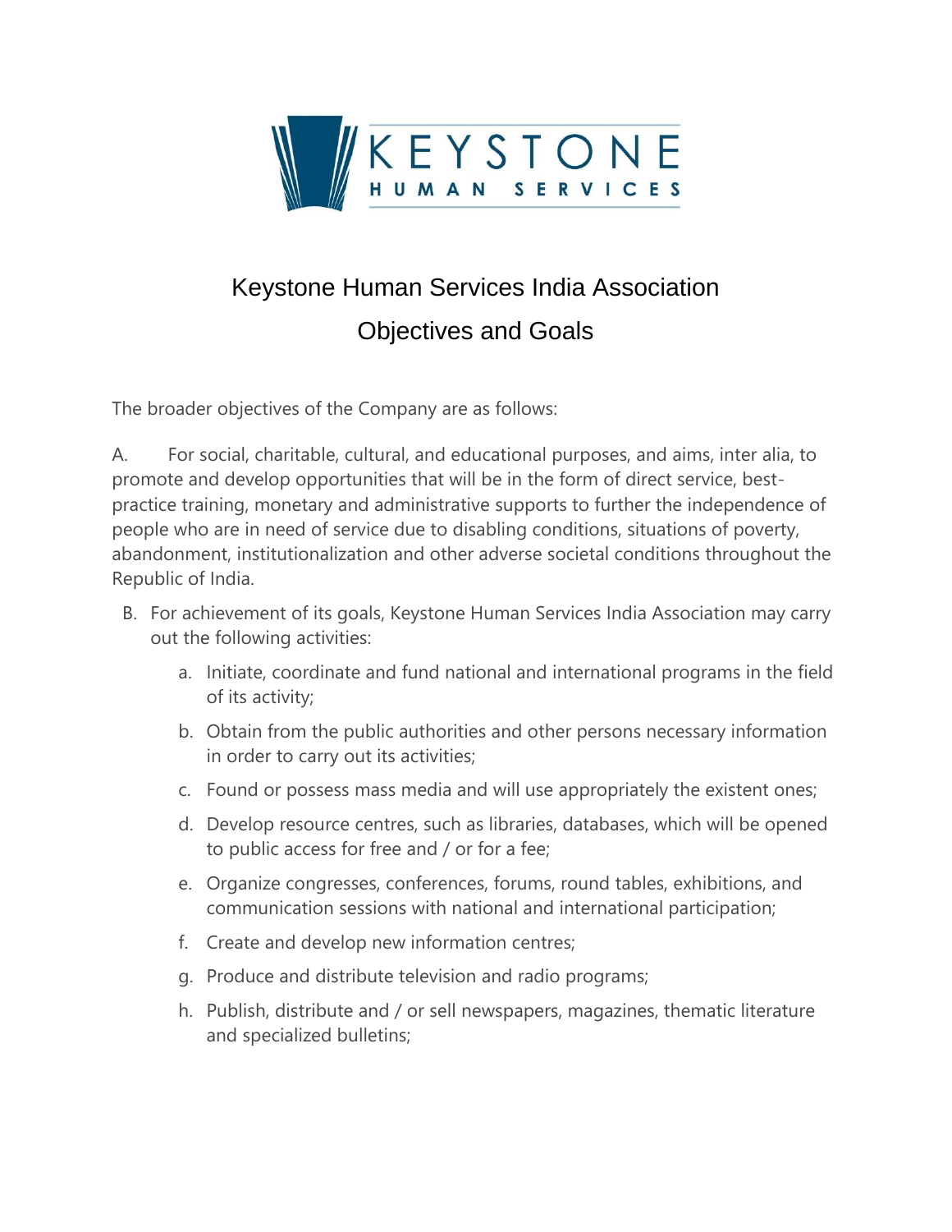KEYSTONE HUMAN SERVICES

# Keystone Human Services India Association

## Objectives and Goals

The broader objectives of the Company are as follows:

A. For social, charitable, cultural, and educational purposes, and aims, inter alia, to promote and develop opportunities that will be in the form of direct service, best-practice training, monetary and administrative supports to further the independence of people who are in need of service due to disabling conditions, situations of poverty, abandonment, institutionalization and other adverse societal conditions throughout the Republic of India.

B. For achievement of its goals, Keystone Human Services India Association may carry out the following activities:

   a. Initiate, coordinate and fund national and international programs in the field of its activity;

   b. Obtain from the public authorities and other persons necessary information in order to carry out its activities;

   c. Found or possess mass media and will use appropriately the existent ones;

   d. Develop resource centres, such as libraries, databases, which will be opened to public access for free and / or for a fee;

   e. Organize congresses, conferences, forums, round tables, exhibitions, and communication sessions with national and international participation;

   f. Create and develop new information centres;

   g. Produce and distribute television and radio programs;

   h. Publish, distribute and / or sell newspapers, magazines, thematic literature and specialized bulletins;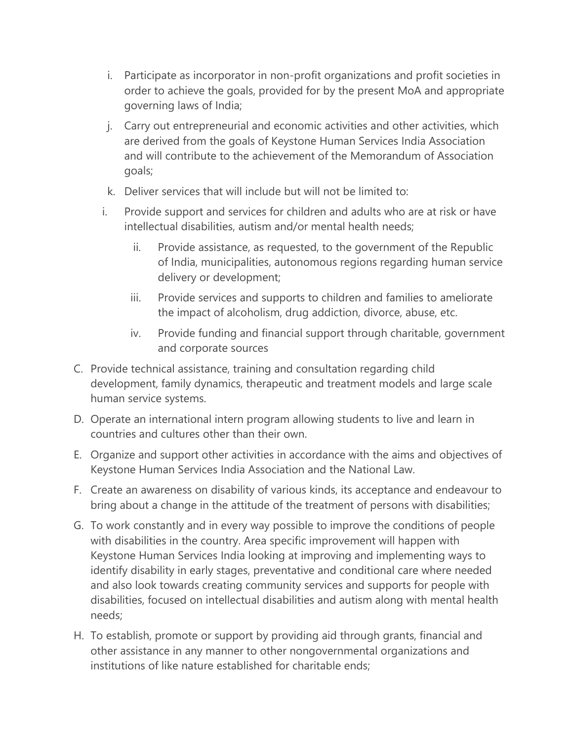i. Participate as incorporator in non-profit organizations and profit societies in order to achieve the goals, provided for by the present MoA and appropriate governing laws of India;

j. Carry out entrepreneurial and economic activities and other activities, which are derived from the goals of Keystone Human Services India Association and will contribute to the achievement of the Memorandum of Association goals;

k. Deliver services that will include but will not be limited to:

i. Provide support and services for children and adults who are at risk or have intellectual disabilities, autism and/or mental health needs;

ii. Provide assistance, as requested, to the government of the Republic of India, municipalities, autonomous regions regarding human service delivery or development;

iii. Provide services and supports to children and families to ameliorate the impact of alcoholism, drug addiction, divorce, abuse, etc.

iv. Provide funding and financial support through charitable, government and corporate sources

C. Provide technical assistance, training and consultation regarding child development, family dynamics, therapeutic and treatment models and large scale human service systems.

D. Operate an international intern program allowing students to live and learn in countries and cultures other than their own.

E. Organize and support other activities in accordance with the aims and objectives of Keystone Human Services India Association and the National Law.

F. Create an awareness on disability of various kinds, its acceptance and endeavour to bring about a change in the attitude of the treatment of persons with disabilities;

G. To work constantly and in every way possible to improve the conditions of people with disabilities in the country. Area specific improvement will happen with Keystone Human Services India looking at improving and implementing ways to identify disability in early stages, preventative and conditional care where needed and also look towards creating community services and supports for people with disabilities, focused on intellectual disabilities and autism along with mental health needs;

H. To establish, promote or support by providing aid through grants, financial and other assistance in any manner to other nongovernmental organizations and institutions of like nature established for charitable ends;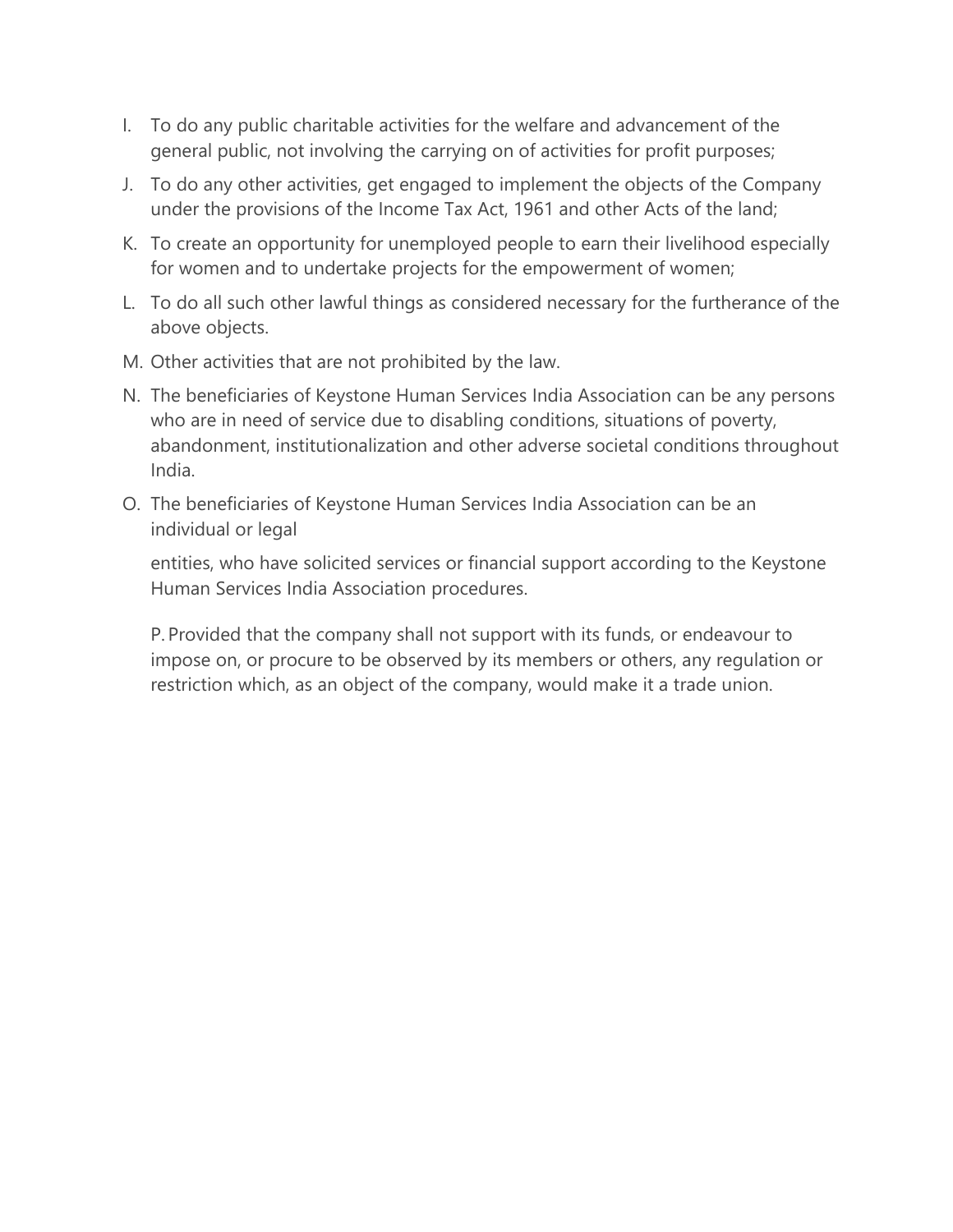I. To do any public charitable activities for the welfare and advancement of the general public, not involving the carrying on of activities for profit purposes;

J. To do any other activities, get engaged to implement the objects of the Company under the provisions of the Income Tax Act, 1961 and other Acts of the land;

K. To create an opportunity for unemployed people to earn their livelihood especially for women and to undertake projects for the empowerment of women;

L. To do all such other lawful things as considered necessary for the furtherance of the above objects.

M. Other activities that are not prohibited by the law.

N. The beneficiaries of Keystone Human Services India Association can be any persons who are in need of service due to disabling conditions, situations of poverty, abandonment, institutionalization and other adverse societal conditions throughout India.

O. The beneficiaries of Keystone Human Services India Association can be an individual or legal

entities, who have solicited services or financial support according to the Keystone Human Services India Association procedures.

P. Provided that the company shall not support with its funds, or endeavour to impose on, or procure to be observed by its members or others, any regulation or restriction which, as an object of the company, would make it a trade union.